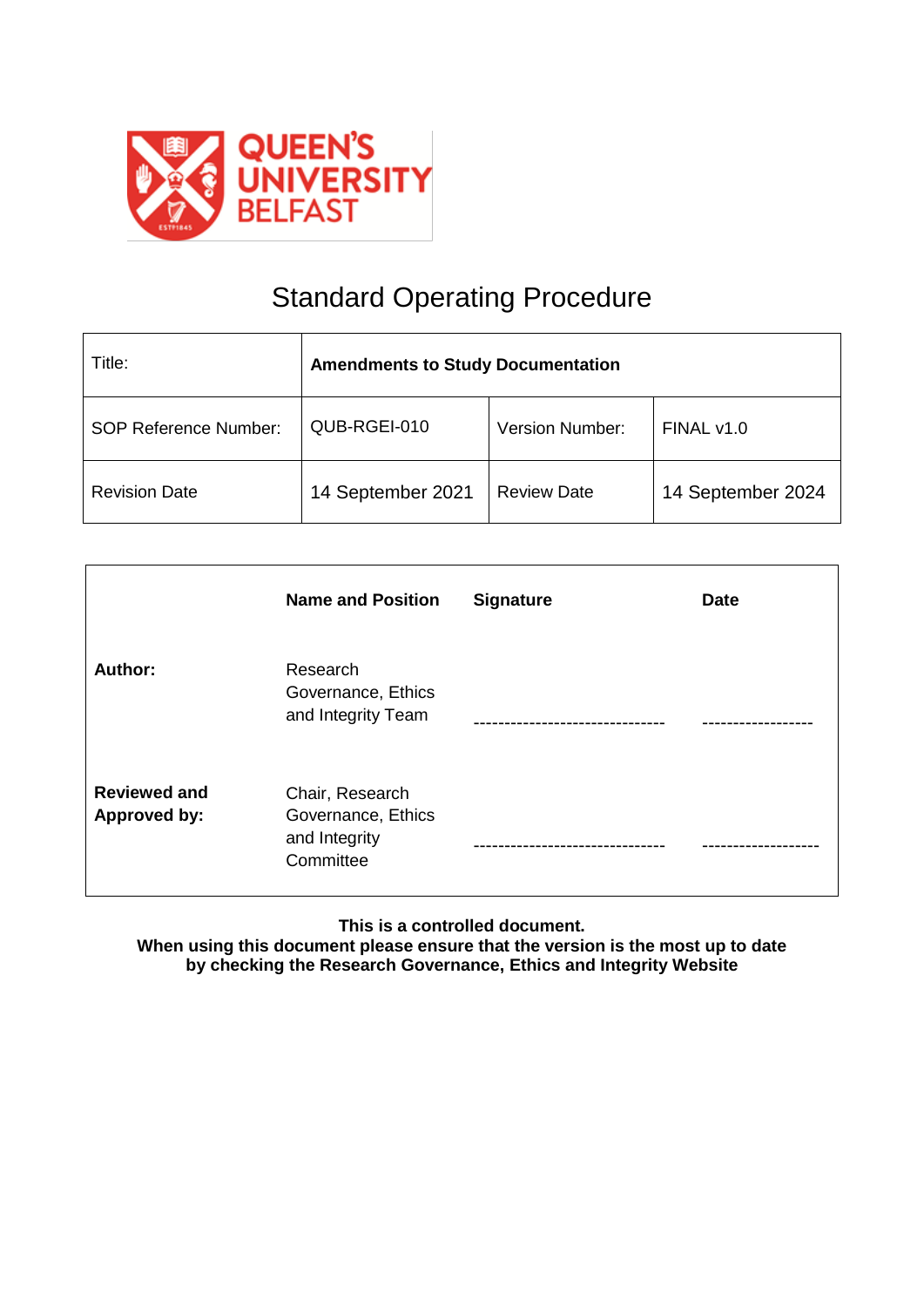# Standard Operating Procedure

| Title: | **Amendments to Study Documentation** | | |
|---|---|---|---|
| SOP Reference Number: | QUB-RGEI-010 | Version Number: | FINAL v1.0 |
| Revision Date | 14 September 2021 | Review Date | 14 September 2024 |

| | **Name and Position** | **Signature** | **Date** |
|---|---|---|---|
| **Author:** | Research Governance, Ethics and Integrity Team | ------------------------------- | ------------------ |
| **Reviewed and Approved by:** | Chair, Research Governance, Ethics and Integrity Committee | ------------------------------- | ------------------- |

**This is a controlled document.**
**When using this document please ensure that the version is the most up to date by checking the Research Governance, Ethics and Integrity Website**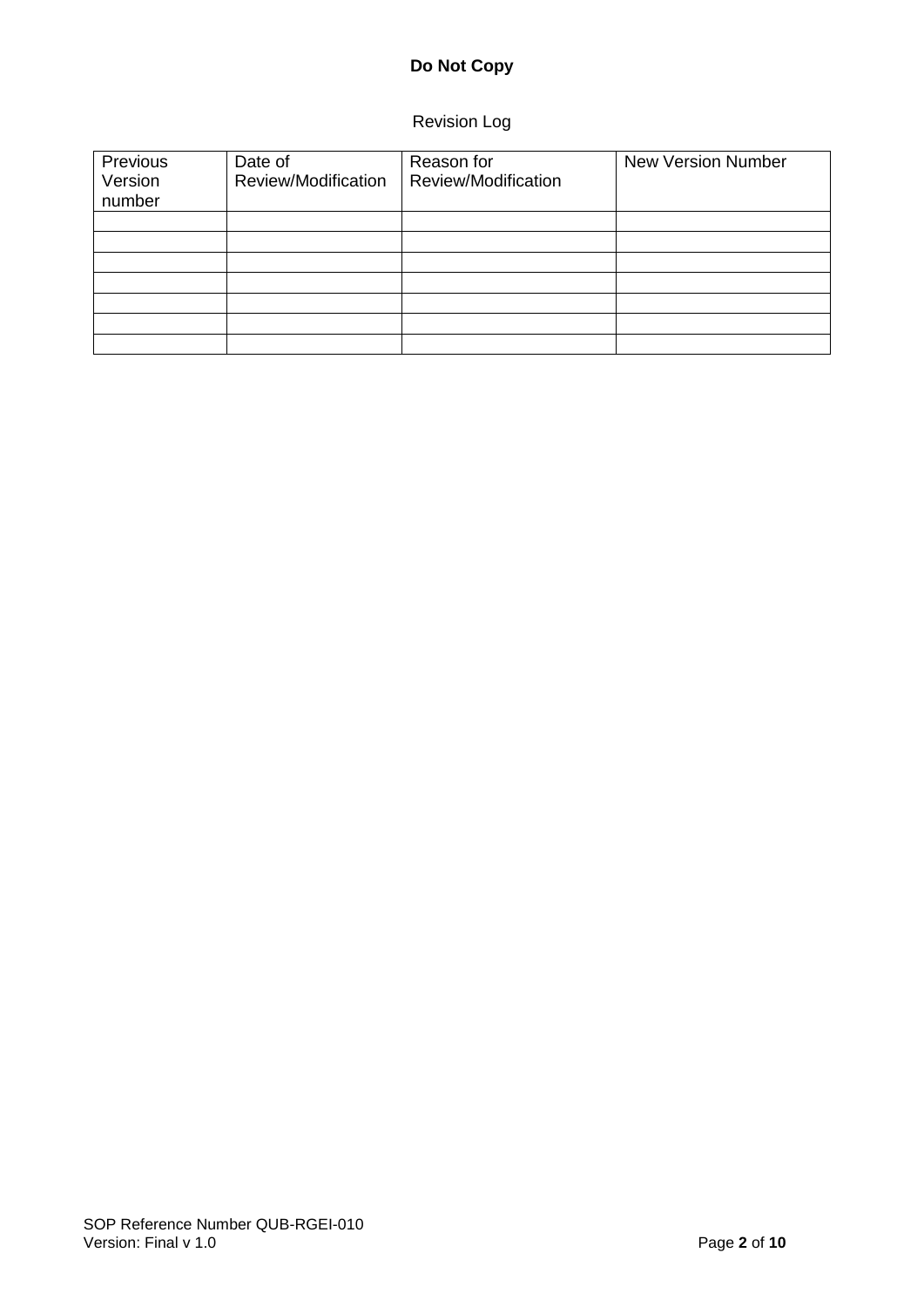**Do Not Copy**

Revision Log

| Previous Version number | Date of Review/Modification | Reason for Review/Modification | New Version Number |
|---|---|---|---|
| | | | |
| | | | |
| | | | |
| | | | |
| | | | |
| | | | |
| | | | |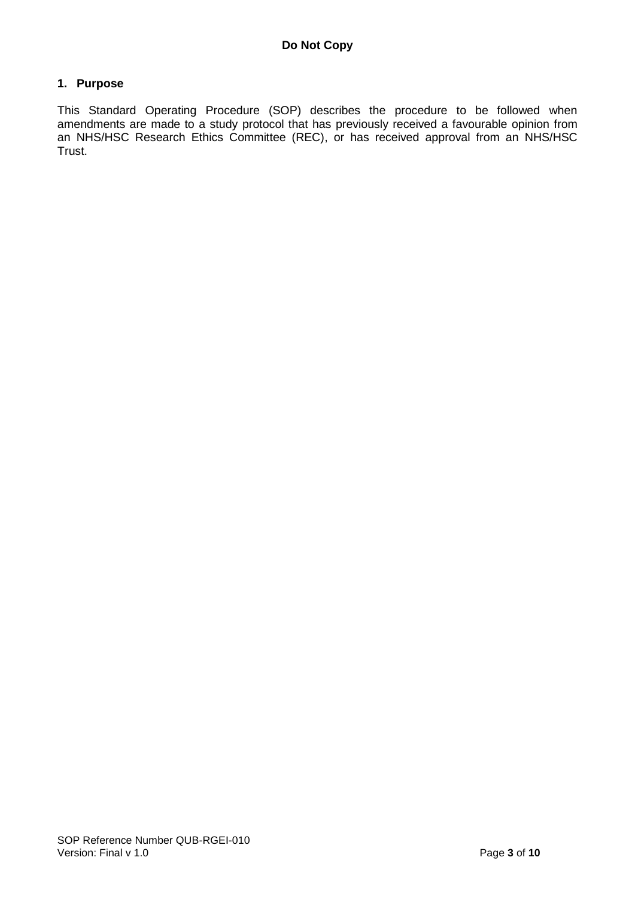## 1. Purpose

This Standard Operating Procedure (SOP) describes the procedure to be followed when amendments are made to a study protocol that has previously received a favourable opinion from an NHS/HSC Research Ethics Committee (REC), or has received approval from an NHS/HSC Trust.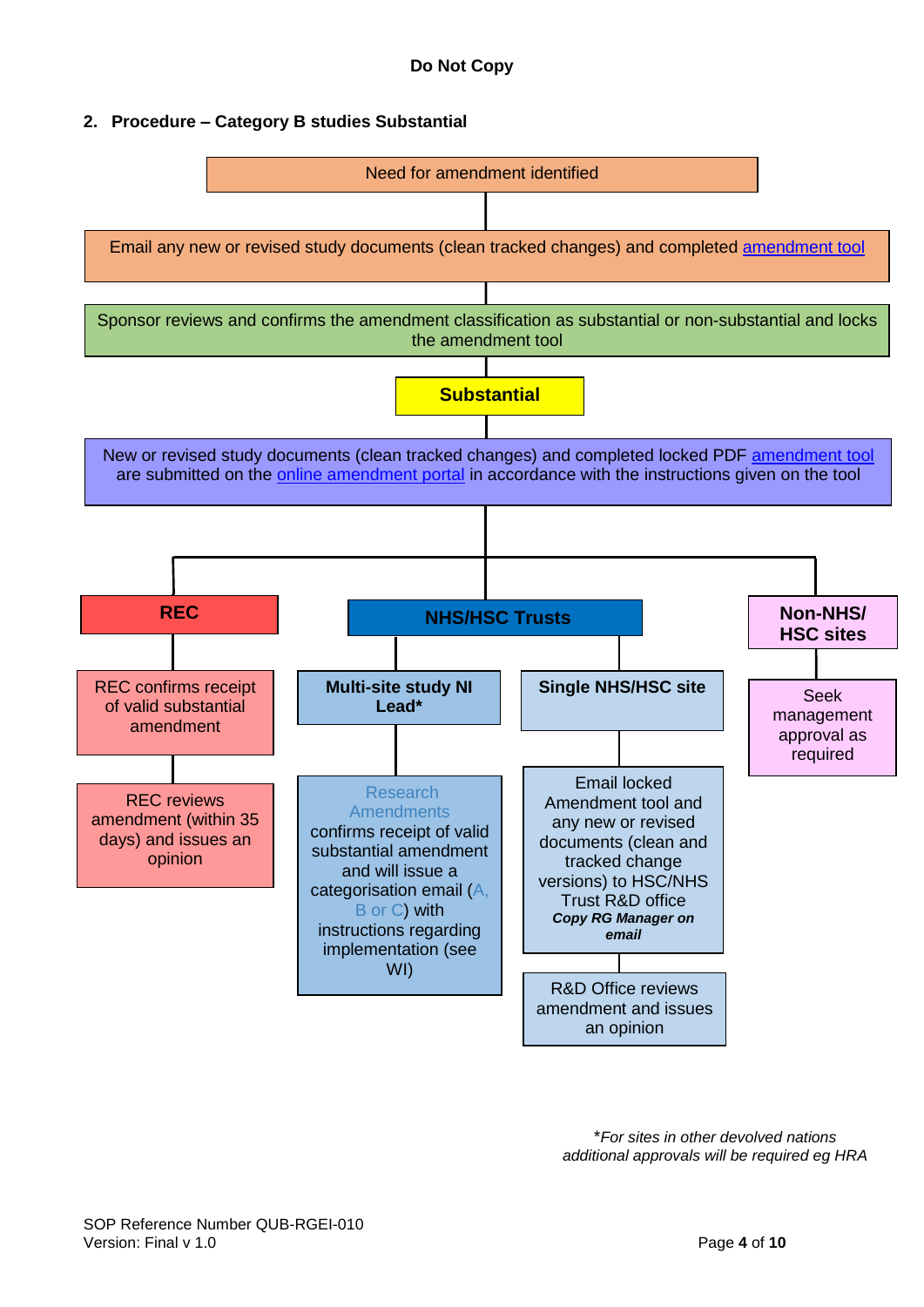## 2. Procedure – Category B studies Substantial

Need for amendment identified

Email any new or revised study documents (clean tracked changes) and completed amendment tool

Sponsor reviews and confirms the amendment classification as substantial or non-substantial and locks the amendment tool

**Substantial**

New or revised study documents (clean tracked changes) and completed locked PDF amendment tool are submitted on the online amendment portal in accordance with the instructions given on the tool

**REC**

- REC confirms receipt of valid substantial amendment
- REC reviews amendment (within 35 days) and issues an opinion

**NHS/HSC Trusts**

**Multi-site study NI Lead***

- Research Amendments confirms receipt of valid substantial amendment and will issue a categorisation email (A, B or C) with instructions regarding implementation (see WI)

**Single NHS/HSC site**

- Email locked Amendment tool and any new or revised documents (clean and tracked change versions) to HSC/NHS Trust R&D office ***Copy RG Manager on email***
- R&D Office reviews amendment and issues an opinion

**Non-NHS/ HSC sites**

- Seek management approval as required

**For sites in other devolved nations additional approvals will be required eg HRA*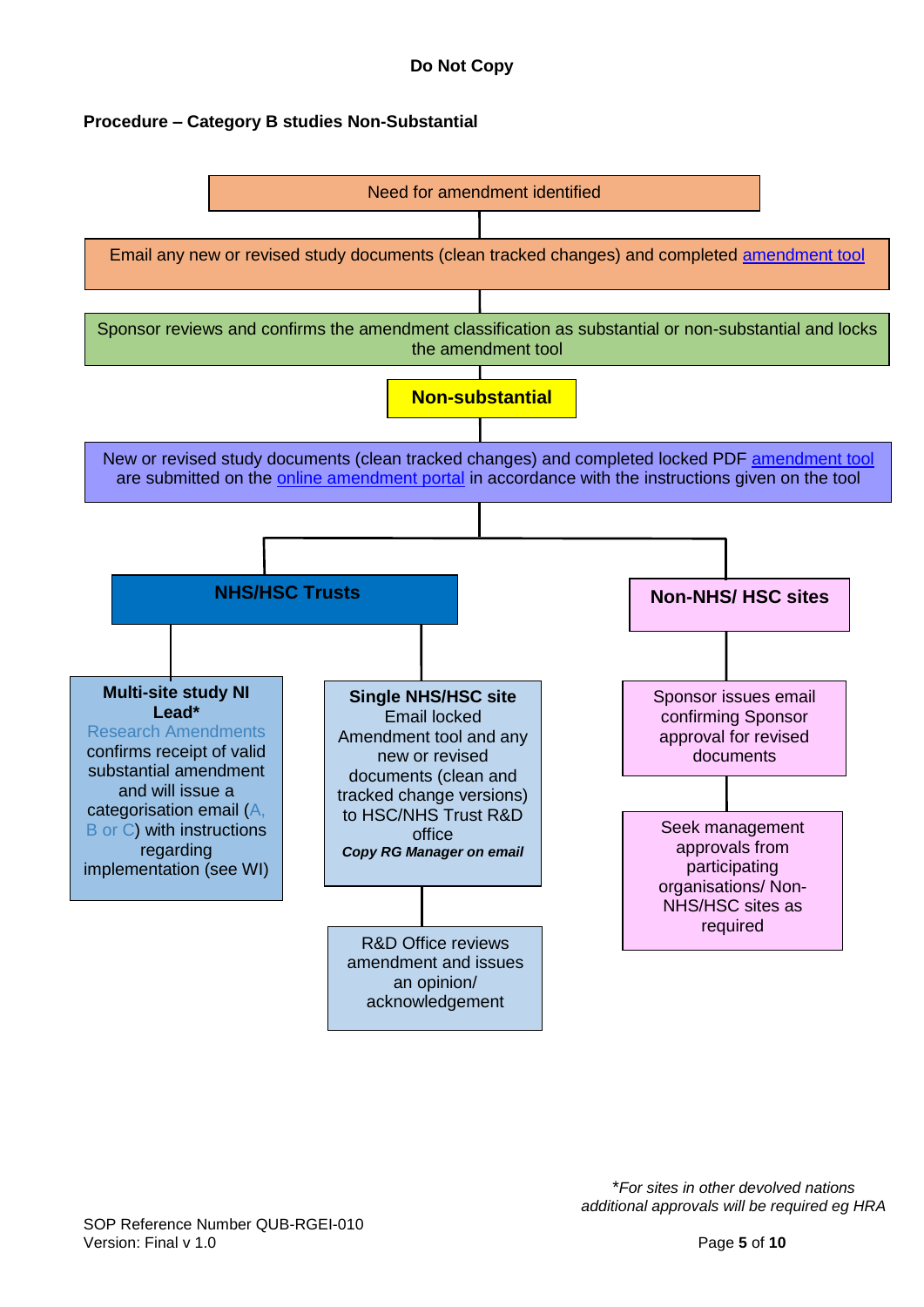**Do Not Copy**

**Procedure – Category B studies Non-Substantial**

Need for amendment identified

Email any new or revised study documents (clean tracked changes) and completed amendment tool

Sponsor reviews and confirms the amendment classification as substantial or non-substantial and locks the amendment tool

**Non-substantial**

New or revised study documents (clean tracked changes) and completed locked PDF amendment tool are submitted on the online amendment portal in accordance with the instructions given on the tool

**NHS/HSC Trusts**

- **Multi-site study NI Lead***
  Research Amendments confirms receipt of valid substantial amendment and will issue a categorisation email (A, B or C) with instructions regarding implementation (see WI)

- **Single NHS/HSC site**
  Email locked Amendment tool and any new or revised documents (clean and tracked change versions) to HSC/NHS Trust R&D office
  ***Copy RG Manager on email***
  - R&D Office reviews amendment and issues an opinion/ acknowledgement

**Non-NHS/ HSC sites**

- Sponsor issues email confirming Sponsor approval for revised documents
- Seek management approvals from participating organisations/ Non-NHS/HSC sites as required

**For sites in other devolved nations additional approvals will be required eg HRA*

SOP Reference Number QUB-RGEI-010
Version: Final v 1.0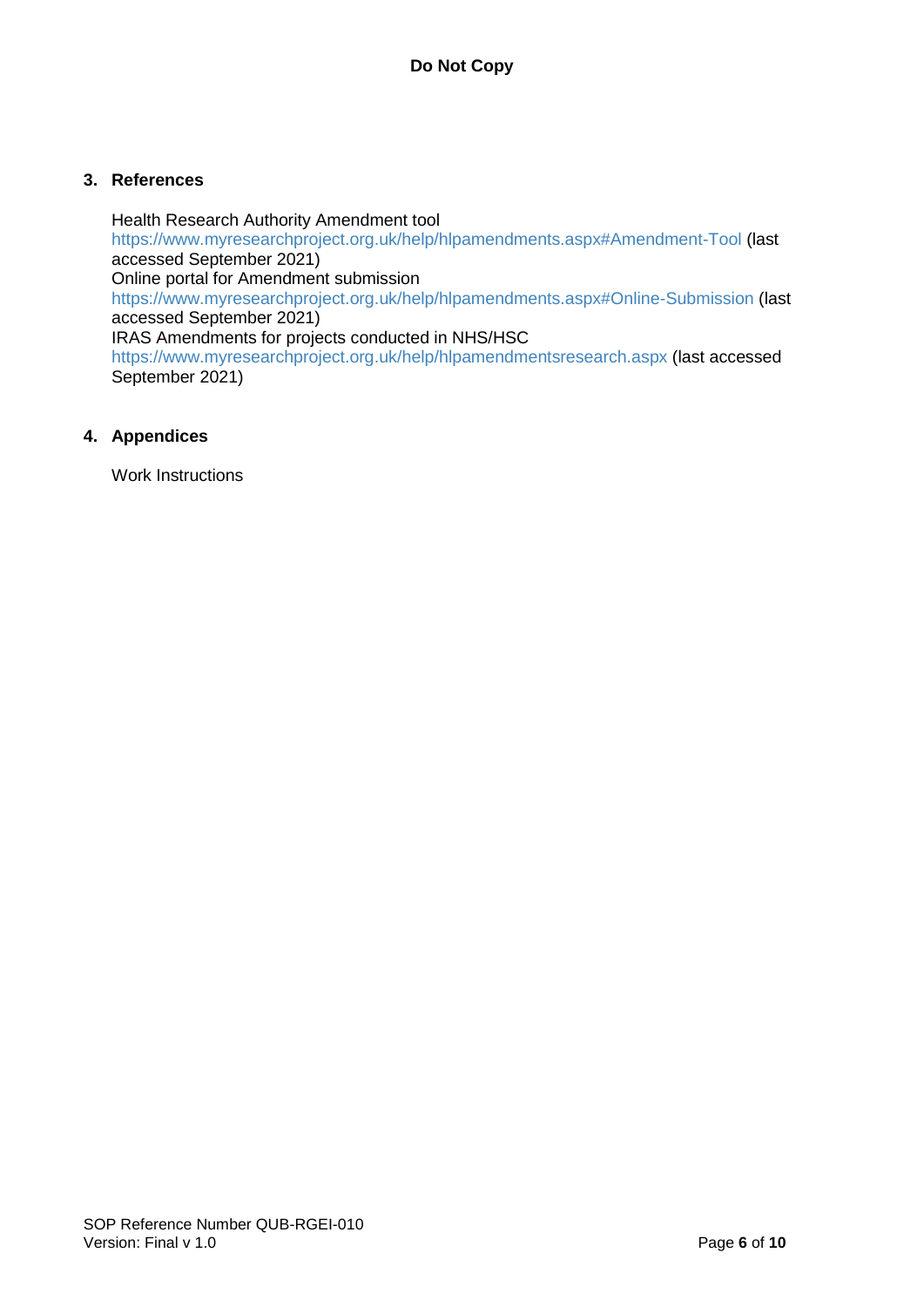## 3. References

Health Research Authority Amendment tool
https://www.myresearchproject.org.uk/help/hlpamendments.aspx#Amendment-Tool (last accessed September 2021)
Online portal for Amendment submission
https://www.myresearchproject.org.uk/help/hlpamendments.aspx#Online-Submission (last accessed September 2021)
IRAS Amendments for projects conducted in NHS/HSC
https://www.myresearchproject.org.uk/help/hlpamendmentsresearch.aspx (last accessed September 2021)

## 4. Appendices

Work Instructions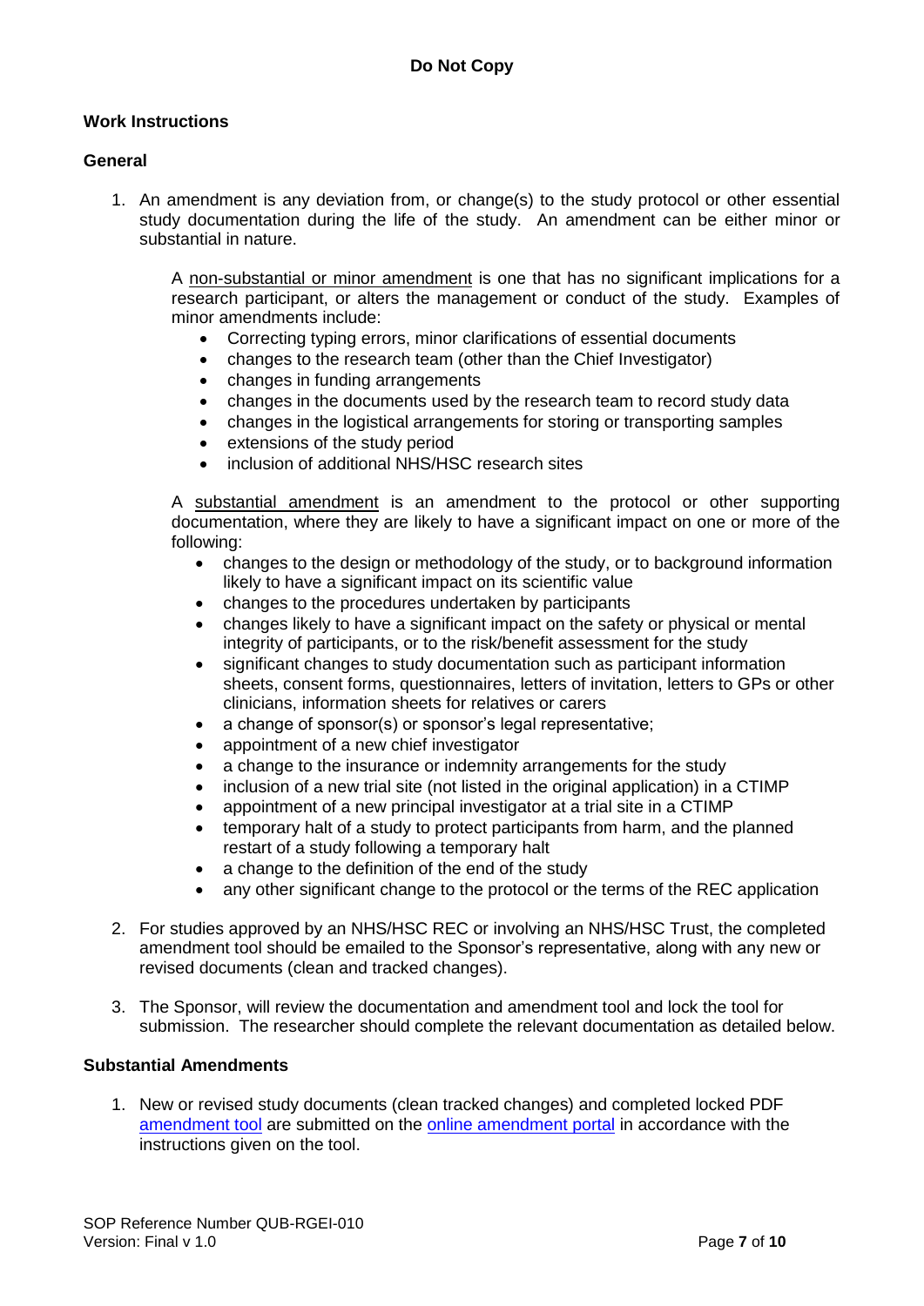## Work Instructions

### General

1. An amendment is any deviation from, or change(s) to the study protocol or other essential study documentation during the life of the study. An amendment can be either minor or substantial in nature.

   A non-substantial or minor amendment is one that has no significant implications for a research participant, or alters the management or conduct of the study. Examples of minor amendments include:
   - Correcting typing errors, minor clarifications of essential documents
   - changes to the research team (other than the Chief Investigator)
   - changes in funding arrangements
   - changes in the documents used by the research team to record study data
   - changes in the logistical arrangements for storing or transporting samples
   - extensions of the study period
   - inclusion of additional NHS/HSC research sites

   A substantial amendment is an amendment to the protocol or other supporting documentation, where they are likely to have a significant impact on one or more of the following:
   - changes to the design or methodology of the study, or to background information likely to have a significant impact on its scientific value
   - changes to the procedures undertaken by participants
   - changes likely to have a significant impact on the safety or physical or mental integrity of participants, or to the risk/benefit assessment for the study
   - significant changes to study documentation such as participant information sheets, consent forms, questionnaires, letters of invitation, letters to GPs or other clinicians, information sheets for relatives or carers
   - a change of sponsor(s) or sponsor's legal representative;
   - appointment of a new chief investigator
   - a change to the insurance or indemnity arrangements for the study
   - inclusion of a new trial site (not listed in the original application) in a CTIMP
   - appointment of a new principal investigator at a trial site in a CTIMP
   - temporary halt of a study to protect participants from harm, and the planned restart of a study following a temporary halt
   - a change to the definition of the end of the study
   - any other significant change to the protocol or the terms of the REC application

2. For studies approved by an NHS/HSC REC or involving an NHS/HSC Trust, the completed amendment tool should be emailed to the Sponsor's representative, along with any new or revised documents (clean and tracked changes).

3. The Sponsor, will review the documentation and amendment tool and lock the tool for submission. The researcher should complete the relevant documentation as detailed below.

### Substantial Amendments

1. New or revised study documents (clean tracked changes) and completed locked PDF amendment tool are submitted on the online amendment portal in accordance with the instructions given on the tool.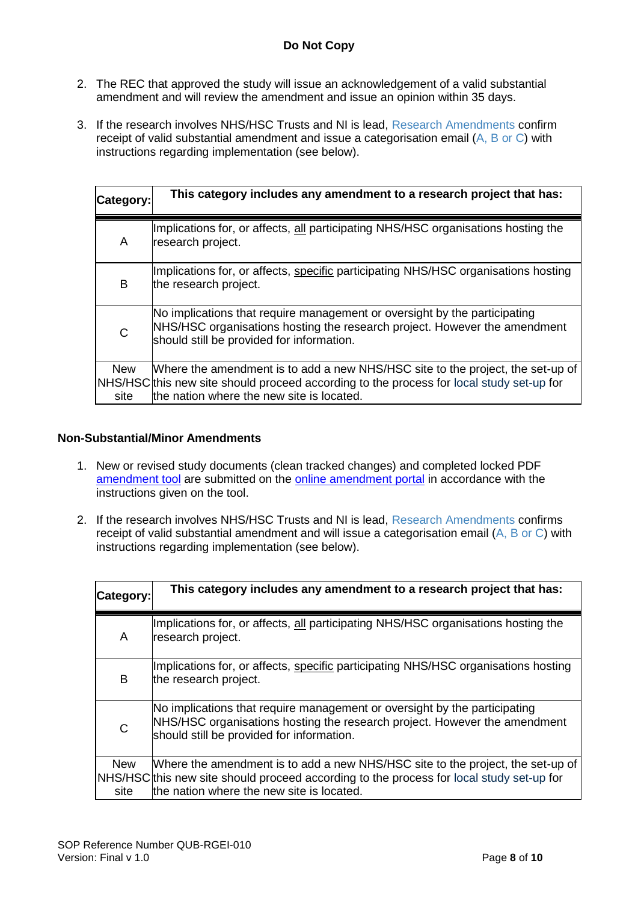**Do Not Copy**

2. The REC that approved the study will issue an acknowledgement of a valid substantial amendment and will review the amendment and issue an opinion within 35 days.

3. If the research involves NHS/HSC Trusts and NI is lead, Research Amendments confirm receipt of valid substantial amendment and issue a categorisation email (A, B or C) with instructions regarding implementation (see below).

| Category: | This category includes any amendment to a research project that has: |
|---|---|
| A | Implications for, or affects, all participating NHS/HSC organisations hosting the research project. |
| B | Implications for, or affects, specific participating NHS/HSC organisations hosting the research project. |
| C | No implications that require management or oversight by the participating NHS/HSC organisations hosting the research project. However the amendment should still be provided for information. |
| New NHS/HSC site | Where the amendment is to add a new NHS/HSC site to the project, the set-up of this new site should proceed according to the process for local study set-up for the nation where the new site is located. |

**Non-Substantial/Minor Amendments**

1. New or revised study documents (clean tracked changes) and completed locked PDF amendment tool are submitted on the online amendment portal in accordance with the instructions given on the tool.

2. If the research involves NHS/HSC Trusts and NI is lead, Research Amendments confirms receipt of valid substantial amendment and will issue a categorisation email (A, B or C) with instructions regarding implementation (see below).

| Category: | This category includes any amendment to a research project that has: |
|---|---|
| A | Implications for, or affects, all participating NHS/HSC organisations hosting the research project. |
| B | Implications for, or affects, specific participating NHS/HSC organisations hosting the research project. |
| C | No implications that require management or oversight by the participating NHS/HSC organisations hosting the research project. However the amendment should still be provided for information. |
| New NHS/HSC site | Where the amendment is to add a new NHS/HSC site to the project, the set-up of this new site should proceed according to the process for local study set-up for the nation where the new site is located. |

SOP Reference Number QUB-RGEI-010
Version: Final v 1.0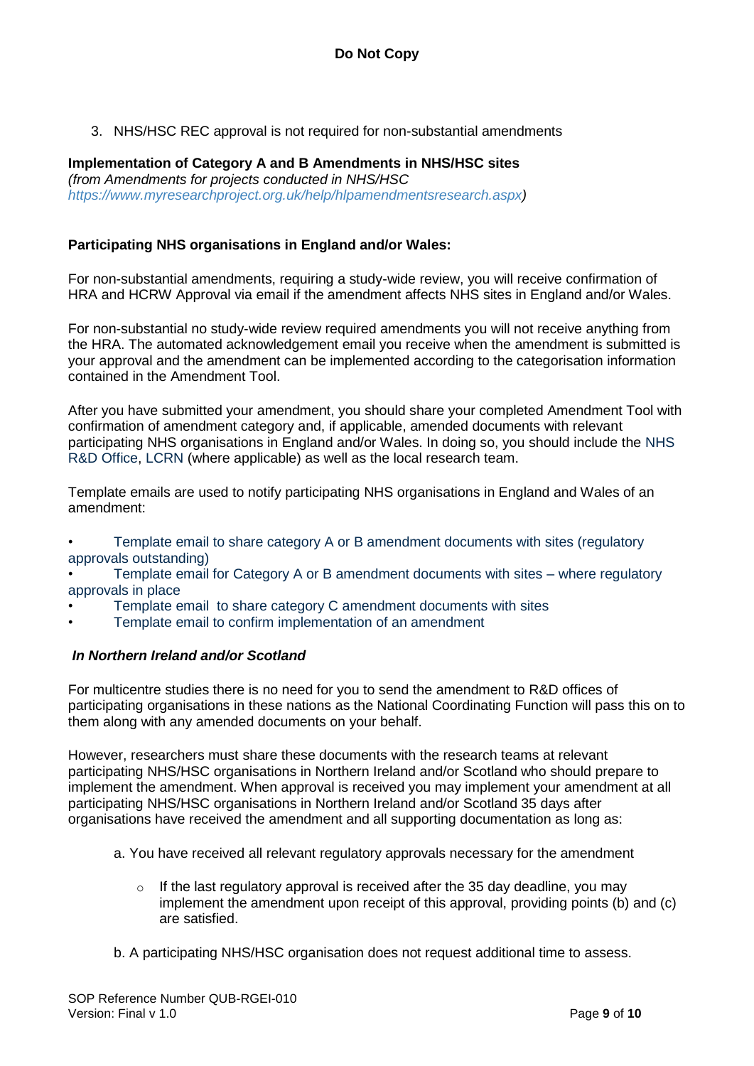3. NHS/HSC REC approval is not required for non-substantial amendments

**Implementation of Category A and B Amendments in NHS/HSC sites**
*(from Amendments for projects conducted in NHS/HSC https://www.myresearchproject.org.uk/help/hlpamendmentsresearch.aspx)*

**Participating NHS organisations in England and/or Wales:**

For non-substantial amendments, requiring a study-wide review, you will receive confirmation of HRA and HCRW Approval via email if the amendment affects NHS sites in England and/or Wales.

For non-substantial no study-wide review required amendments you will not receive anything from the HRA. The automated acknowledgement email you receive when the amendment is submitted is your approval and the amendment can be implemented according to the categorisation information contained in the Amendment Tool.

After you have submitted your amendment, you should share your completed Amendment Tool with confirmation of amendment category and, if applicable, amended documents with relevant participating NHS organisations in England and/or Wales. In doing so, you should include the NHS R&D Office, LCRN (where applicable) as well as the local research team.

Template emails are used to notify participating NHS organisations in England and Wales of an amendment:

- Template email to share category A or B amendment documents with sites (regulatory approvals outstanding)
- Template email for Category A or B amendment documents with sites – where regulatory approvals in place
- Template email to share category C amendment documents with sites
- Template email to confirm implementation of an amendment

***In Northern Ireland and/or Scotland***

For multicentre studies there is no need for you to send the amendment to R&D offices of participating organisations in these nations as the National Coordinating Function will pass this on to them along with any amended documents on your behalf.

However, researchers must share these documents with the research teams at relevant participating NHS/HSC organisations in Northern Ireland and/or Scotland who should prepare to implement the amendment. When approval is received you may implement your amendment at all participating NHS/HSC organisations in Northern Ireland and/or Scotland 35 days after organisations have received the amendment and all supporting documentation as long as:

a. You have received all relevant regulatory approvals necessary for the amendment
   - If the last regulatory approval is received after the 35 day deadline, you may implement the amendment upon receipt of this approval, providing points (b) and (c) are satisfied.

b. A participating NHS/HSC organisation does not request additional time to assess.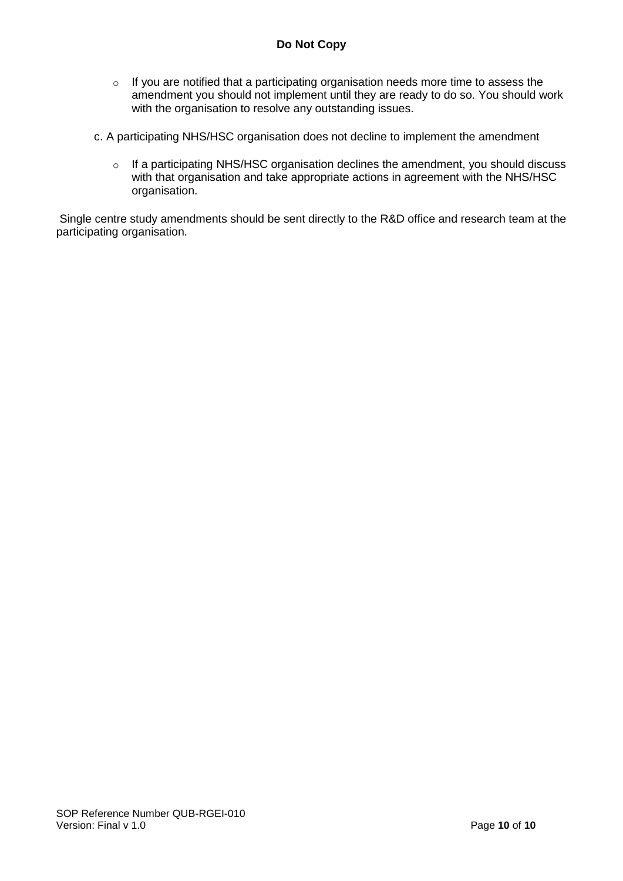- If you are notified that a participating organisation needs more time to assess the amendment you should not implement until they are ready to do so. You should work with the organisation to resolve any outstanding issues.

c. A participating NHS/HSC organisation does not decline to implement the amendment

- If a participating NHS/HSC organisation declines the amendment, you should discuss with that organisation and take appropriate actions in agreement with the NHS/HSC organisation.

Single centre study amendments should be sent directly to the R&D office and research team at the participating organisation.